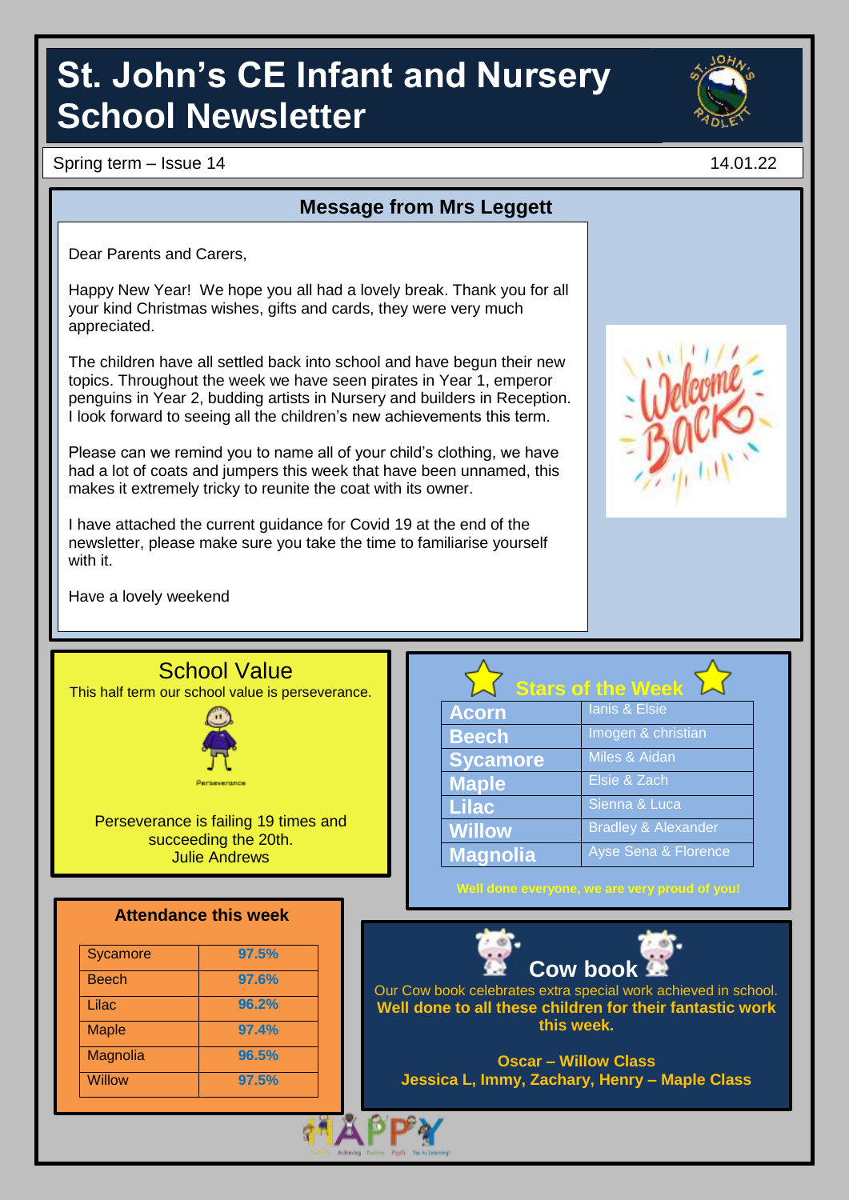# St. John's CE Infant and Nursery School Newsletter

Spring term – Issue 14

14.01.22

## Message from Mrs Leggett

Dear Parents and Carers,

Happy New Year! We hope you all had a lovely break. Thank you for all your kind Christmas wishes, gifts and cards, they were very much appreciated.

The children have all settled back into school and have begun their new topics. Throughout the week we have seen pirates in Year 1, emperor penguins in Year 2, budding artists in Nursery and builders in Reception. I look forward to seeing all the children's new achievements this term.

Please can we remind you to name all of your child's clothing, we have had a lot of coats and jumpers this week that have been unnamed, this makes it extremely tricky to reunite the coat with its owner.

I have attached the current guidance for Covid 19 at the end of the newsletter, please make sure you take the time to familiarise yourself with it.

Have a lovely weekend

## School Value

This half term our school value is perseverance.

Perseverance

Perseverance is failing 19 times and succeeding the 20th.
Julie Andrews

## Stars of the Week

| | |
|---|---|
| **Acorn** | Ianis & Elsie |
| **Beech** | Imogen & christian |
| **Sycamore** | Miles & Aidan |
| **Maple** | Elsie & Zach |
| **Lilac** | Sienna & Luca |
| **Willow** | Bradley & Alexander |
| **Magnolia** | Ayse Sena & Florence |

**Well done everyone, we are very proud of you!**

## Attendance this week

| | |
|---|---|
| Sycamore | **97.5%** |
| Beech | **97.6%** |
| Lilac | **96.2%** |
| Maple | **97.4%** |
| Magnolia | **96.5%** |
| Willow | **97.5%** |

## Cow book

Our Cow book celebrates extra special work achieved in school.
**Well done to all these children for their fantastic work this week.**

**Oscar – Willow Class**
**Jessica L, Immy, Zachary, Henry – Maple Class**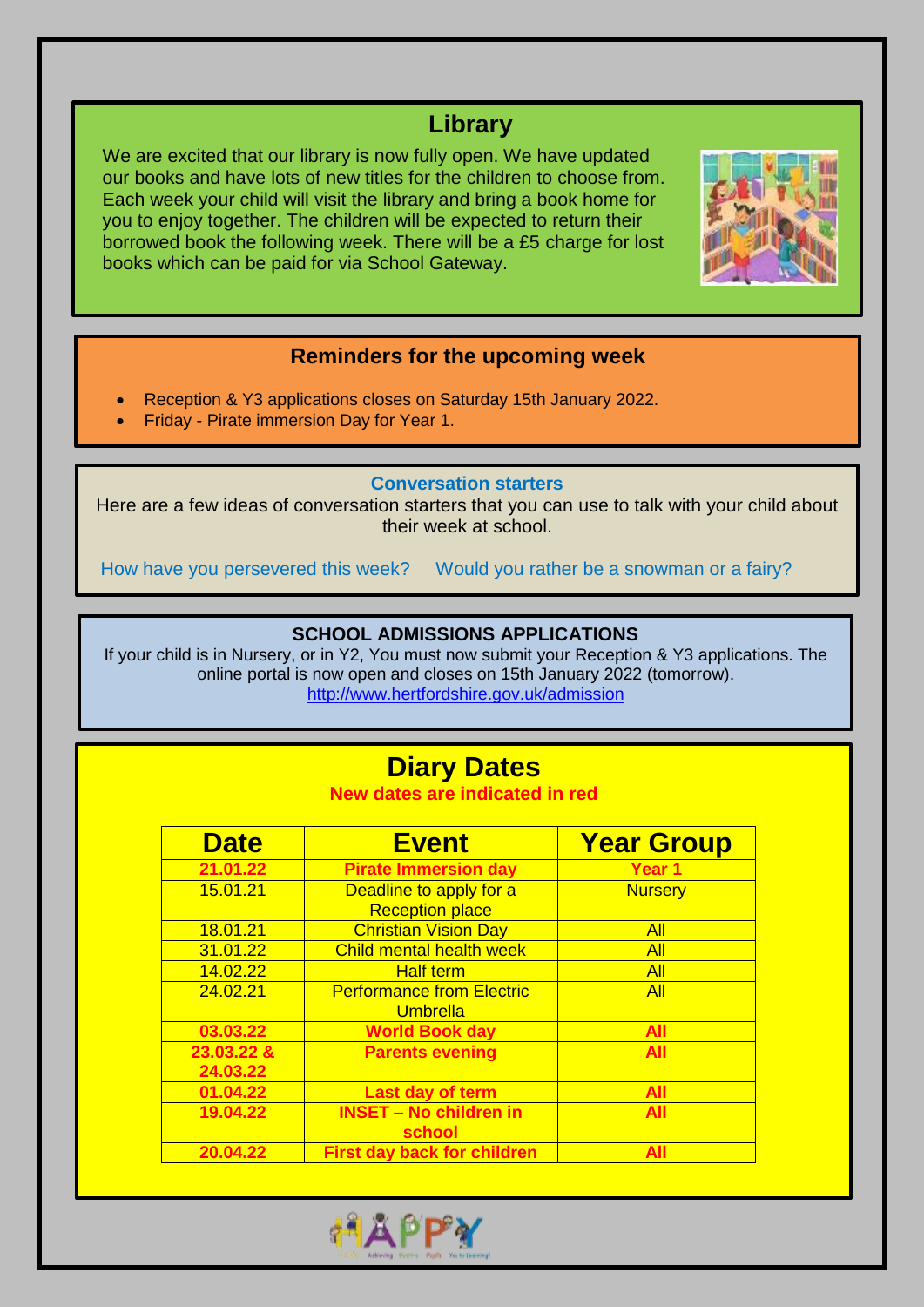## Library

We are excited that our library is now fully open. We have updated our books and have lots of new titles for the children to choose from. Each week your child will visit the library and bring a book home for you to enjoy together. The children will be expected to return their borrowed book the following week. There will be a £5 charge for lost books which can be paid for via School Gateway.

## Reminders for the upcoming week

- Reception & Y3 applications closes on Saturday 15th January 2022.
- Friday - Pirate immersion Day for Year 1.

### Conversation starters

Here are a few ideas of conversation starters that you can use to talk with your child about their week at school.

How have you persevered this week? Would you rather be a snowman or a fairy?

### SCHOOL ADMISSIONS APPLICATIONS

If your child is in Nursery, or in Y2, You must now submit your Reception & Y3 applications. The online portal is now open and closes on 15th January 2022 (tomorrow).

http://www.hertfordshire.gov.uk/admission

## Diary Dates

**New dates are indicated in red**

| Date | Event | Year Group |
|---|---|---|
| **21.01.22** | **Pirate Immersion day** | **Year 1** |
| 15.01.21 | Deadline to apply for a Reception place | Nursery |
| 18.01.21 | Christian Vision Day | All |
| 31.01.22 | Child mental health week | All |
| 14.02.22 | Half term | All |
| 24.02.21 | Performance from Electric Umbrella | All |
| **03.03.22** | **World Book day** | **All** |
| **23.03.22 & 24.03.22** | **Parents evening** | **All** |
| **01.04.22** | **Last day of term** | **All** |
| **19.04.22** | **INSET – No children in school** | **All** |
| **20.04.22** | **First day back for children** | **All** |

HAPPY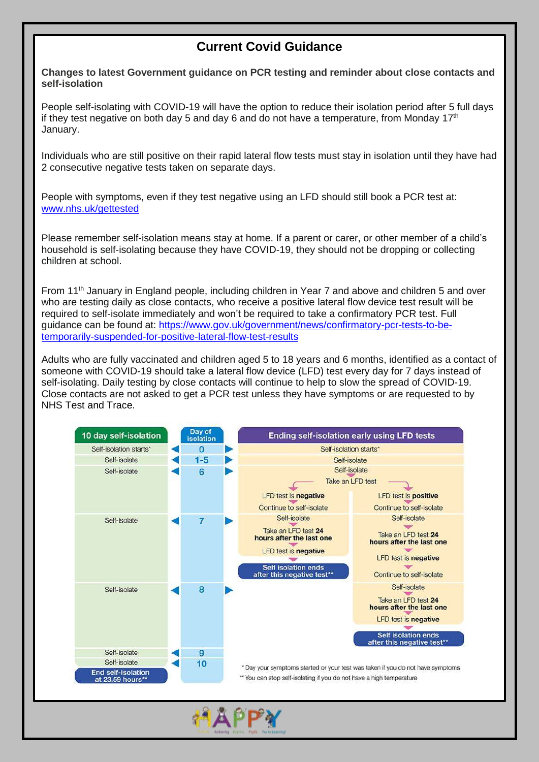## Current Covid Guidance

**Changes to latest Government guidance on PCR testing and reminder about close contacts and self-isolation**

People self-isolating with COVID-19 will have the option to reduce their isolation period after 5 full days if they test negative on both day 5 and day 6 and do not have a temperature, from Monday 17th January.

Individuals who are still positive on their rapid lateral flow tests must stay in isolation until they have had 2 consecutive negative tests taken on separate days.

People with symptoms, even if they test negative using an LFD should still book a PCR test at: www.nhs.uk/gettested

Please remember self-isolation means stay at home. If a parent or carer, or other member of a child's household is self-isolating because they have COVID-19, they should not be dropping or collecting children at school.

From 11th January in England people, including children in Year 7 and above and children 5 and over who are testing daily as close contacts, who receive a positive lateral flow device test result will be required to self-isolate immediately and won't be required to take a confirmatory PCR test. Full guidance can be found at: https://www.gov.uk/government/news/confirmatory-pcr-tests-to-be-temporarily-suspended-for-positive-lateral-flow-test-results

Adults who are fully vaccinated and children aged 5 to 18 years and 6 months, identified as a contact of someone with COVID-19 should take a lateral flow device (LFD) test every day for 7 days instead of self-isolating. Daily testing by close contacts will continue to help to slow the spread of COVID-19. Close contacts are not asked to get a PCR test unless they have symptoms or are requested to by NHS Test and Trace.

**10 day self-isolation**

Day of isolation

**Ending self-isolation early using LFD tests**

0 – Self-isolation starts* | Self-isolation starts*

1-5 – Self-isolate | Self-isolate

6 – Self-isolate | Self-isolate. Take an LFD test

LFD test is **negative** – Continue to self-isolate

LFD test is **positive** – Continue to self-isolate

7 – Self-isolate

Negative path: Self-isolate. Take an LFD test **24 hours after the last one**. LFD test is **negative**. **Self isolation ends after this negative test****

Positive path: Self-isolate. Take an LFD test **24 hours after the last one**. LFD test is **negative**. Continue to self-isolate

8 – Self-isolate

Self-isolate. Take an LFD test **24 hours after the last one**. LFD test is **negative**. **Self isolation ends after this negative test****

9 – Self-isolate

10 – Self-isolate

**End self-isolation at 23.59 hours****

\* Day your symptoms started or your test was taken if you do not have symptoms

\** You can stop self-isolating if you do not have a high temperature